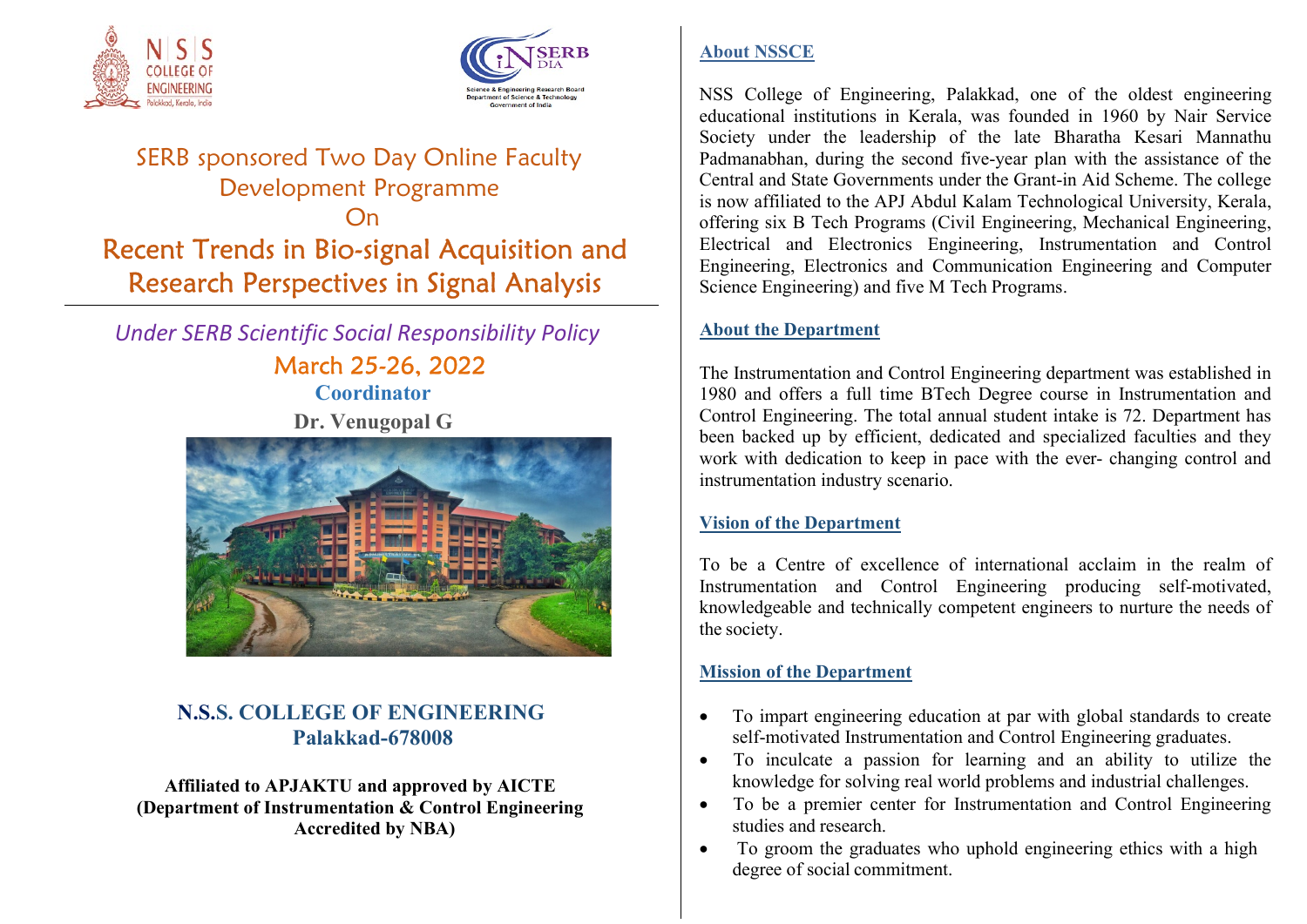# SERB sponsored Two Day Online Faculty Development Programme

On

# Recent Trends in Bio-signal Acquisition and Research Perspectives in Signal Analysis

*Under SERB Scientific Social Responsibility Policy*

March 25-26, 2022

**Coordinator**

**Dr. Venugopal G**

**N.S.S. COLLEGE OF ENGINEERING**
**Palakkad-678008**

**Affiliated to APJAKTU and approved by AICTE**
**(Department of Instrumentation & Control Engineering Accredited by NBA)**

## About NSSCE

NSS College of Engineering, Palakkad, one of the oldest engineering educational institutions in Kerala, was founded in 1960 by Nair Service Society under the leadership of the late Bharatha Kesari Mannathu Padmanabhan, during the second five-year plan with the assistance of the Central and State Governments under the Grant-in Aid Scheme. The college is now affiliated to the APJ Abdul Kalam Technological University, Kerala, offering six B Tech Programs (Civil Engineering, Mechanical Engineering, Electrical and Electronics Engineering, Instrumentation and Control Engineering, Electronics and Communication Engineering and Computer Science Engineering) and five M Tech Programs.

## About the Department

The Instrumentation and Control Engineering department was established in 1980 and offers a full time BTech Degree course in Instrumentation and Control Engineering. The total annual student intake is 72. Department has been backed up by efficient, dedicated and specialized faculties and they work with dedication to keep in pace with the ever- changing control and instrumentation industry scenario.

## Vision of the Department

To be a Centre of excellence of international acclaim in the realm of Instrumentation and Control Engineering producing self-motivated, knowledgeable and technically competent engineers to nurture the needs of the society.

## Mission of the Department

- To impart engineering education at par with global standards to create self-motivated Instrumentation and Control Engineering graduates.
- To inculcate a passion for learning and an ability to utilize the knowledge for solving real world problems and industrial challenges.
- To be a premier center for Instrumentation and Control Engineering studies and research.
- To groom the graduates who uphold engineering ethics with a high degree of social commitment.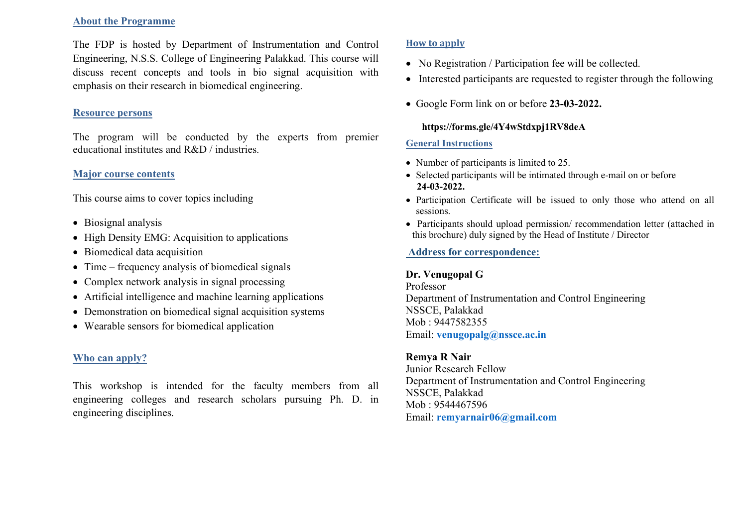## About the Programme

The FDP is hosted by Department of Instrumentation and Control Engineering, N.S.S. College of Engineering Palakkad. This course will discuss recent concepts and tools in bio signal acquisition with emphasis on their research in biomedical engineering.

## Resource persons

The program will be conducted by the experts from premier educational institutes and R&D / industries.

## Major course contents

This course aims to cover topics including

- Biosignal analysis
- High Density EMG: Acquisition to applications
- Biomedical data acquisition
- Time – frequency analysis of biomedical signals
- Complex network analysis in signal processing
- Artificial intelligence and machine learning applications
- Demonstration on biomedical signal acquisition systems
- Wearable sensors for biomedical application

## Who can apply?

This workshop is intended for the faculty members from all engineering colleges and research scholars pursuing Ph. D. in engineering disciplines.

## How to apply

- No Registration / Participation fee will be collected.
- Interested participants are requested to register through the following
- Google Form link on or before **23-03-2022.**

**https://forms.gle/4Y4wStdxpj1RV8deA**

## General Instructions

- Number of participants is limited to 25.
- Selected participants will be intimated through e-mail on or before **24-03-2022.**
- Participation Certificate will be issued to only those who attend on all sessions.
- Participants should upload permission/ recommendation letter (attached in this brochure) duly signed by the Head of Institute / Director

## Address for correspondence:

**Dr. Venugopal G**
Professor
Department of Instrumentation and Control Engineering
NSSCE, Palakkad
Mob : 9447582355
Email: **venugopalg@nssce.ac.in**

**Remya R Nair**
Junior Research Fellow
Department of Instrumentation and Control Engineering
NSSCE, Palakkad
Mob : 9544467596
Email: **remyarnair06@gmail.com**